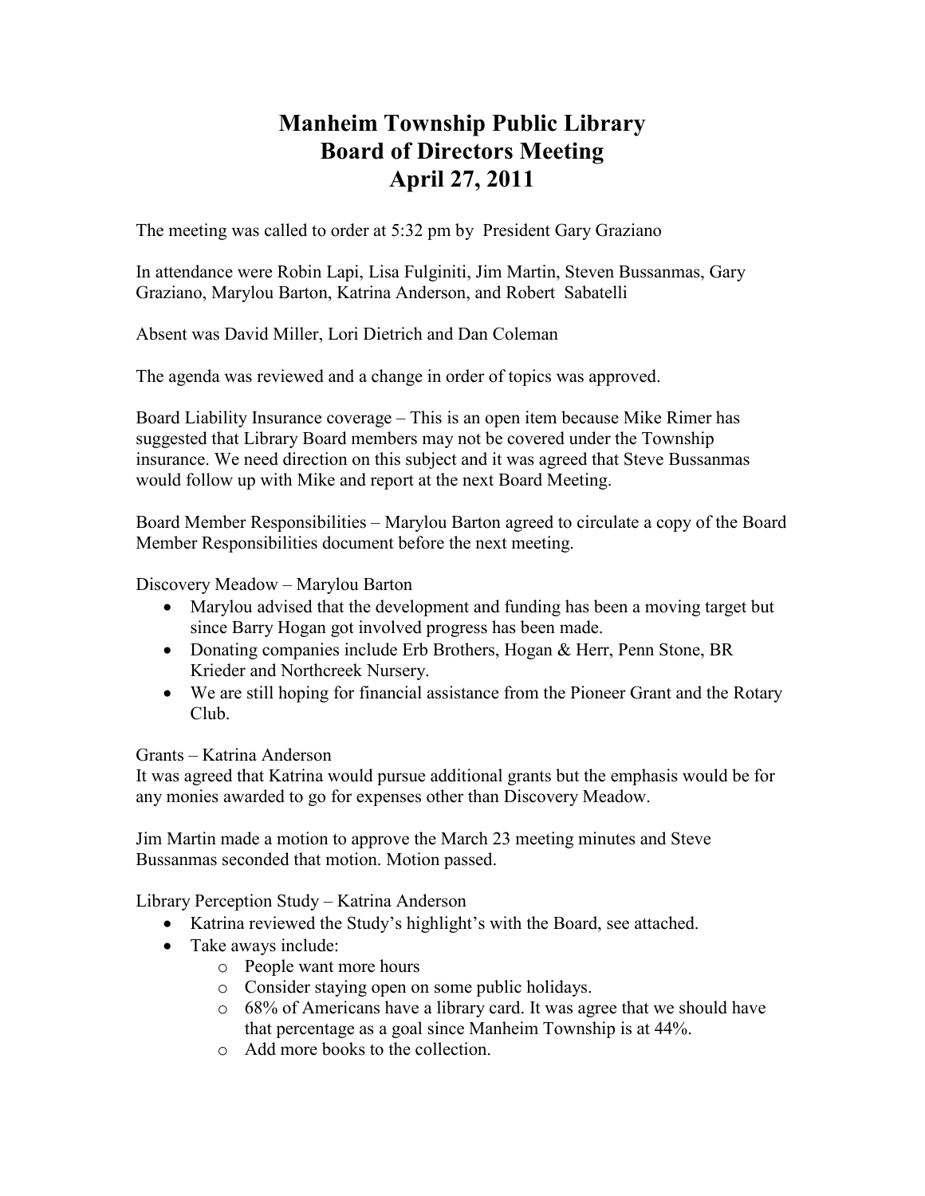# Manheim Township Public Library
# Board of Directors Meeting
# April 27, 2011

The meeting was called to order at 5:32 pm by President Gary Graziano

In attendance were Robin Lapi, Lisa Fulginiti, Jim Martin, Steven Bussanmas, Gary Graziano, Marylou Barton, Katrina Anderson, and Robert Sabatelli

Absent was David Miller, Lori Dietrich and Dan Coleman

The agenda was reviewed and a change in order of topics was approved.

Board Liability Insurance coverage – This is an open item because Mike Rimer has suggested that Library Board members may not be covered under the Township insurance. We need direction on this subject and it was agreed that Steve Bussanmas would follow up with Mike and report at the next Board Meeting.

Board Member Responsibilities – Marylou Barton agreed to circulate a copy of the Board Member Responsibilities document before the next meeting.

Discovery Meadow – Marylou Barton

- Marylou advised that the development and funding has been a moving target but since Barry Hogan got involved progress has been made.
- Donating companies include Erb Brothers, Hogan & Herr, Penn Stone, BR Krieder and Northcreek Nursery.
- We are still hoping for financial assistance from the Pioneer Grant and the Rotary Club.

Grants – Katrina Anderson

It was agreed that Katrina would pursue additional grants but the emphasis would be for any monies awarded to go for expenses other than Discovery Meadow.

Jim Martin made a motion to approve the March 23 meeting minutes and Steve Bussanmas seconded that motion. Motion passed.

Library Perception Study – Katrina Anderson

- Katrina reviewed the Study's highlight's with the Board, see attached.
- Take aways include:
  - People want more hours
  - Consider staying open on some public holidays.
  - 68% of Americans have a library card. It was agree that we should have that percentage as a goal since Manheim Township is at 44%.
  - Add more books to the collection.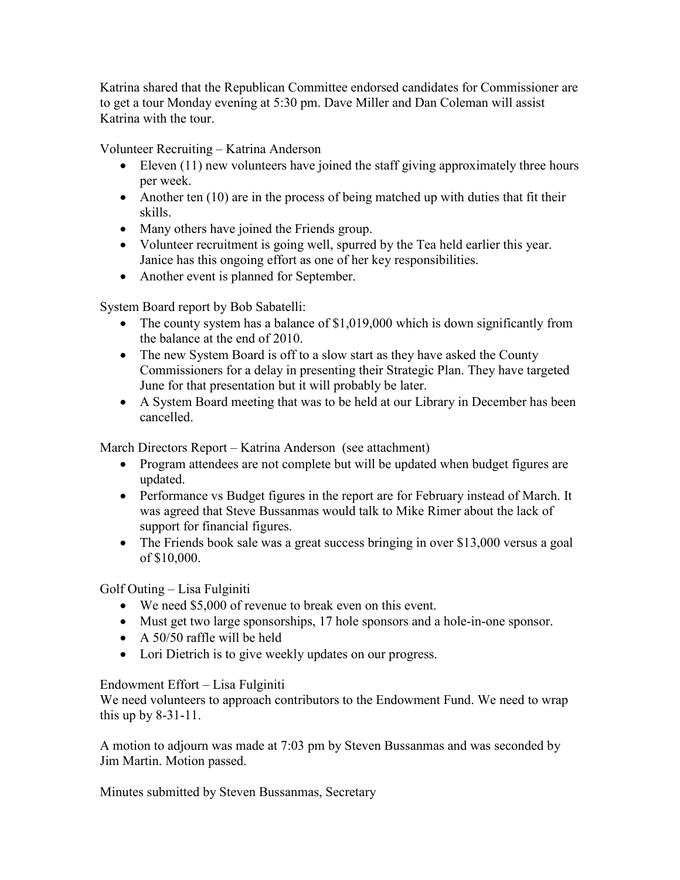Katrina shared that the Republican Committee endorsed candidates for Commissioner are to get a tour Monday evening at 5:30 pm. Dave Miller and Dan Coleman will assist Katrina with the tour.

Volunteer Recruiting – Katrina Anderson

- Eleven (11) new volunteers have joined the staff giving approximately three hours per week.
- Another ten (10) are in the process of being matched up with duties that fit their skills.
- Many others have joined the Friends group.
- Volunteer recruitment is going well, spurred by the Tea held earlier this year. Janice has this ongoing effort as one of her key responsibilities.
- Another event is planned for September.

System Board report by Bob Sabatelli:

- The county system has a balance of $1,019,000 which is down significantly from the balance at the end of 2010.
- The new System Board is off to a slow start as they have asked the County Commissioners for a delay in presenting their Strategic Plan. They have targeted June for that presentation but it will probably be later.
- A System Board meeting that was to be held at our Library in December has been cancelled.

March Directors Report – Katrina Anderson (see attachment)

- Program attendees are not complete but will be updated when budget figures are updated.
- Performance vs Budget figures in the report are for February instead of March. It was agreed that Steve Bussanmas would talk to Mike Rimer about the lack of support for financial figures.
- The Friends book sale was a great success bringing in over $13,000 versus a goal of $10,000.

Golf Outing – Lisa Fulginiti

- We need $5,000 of revenue to break even on this event.
- Must get two large sponsorships, 17 hole sponsors and a hole-in-one sponsor.
- A 50/50 raffle will be held
- Lori Dietrich is to give weekly updates on our progress.

Endowment Effort – Lisa Fulginiti

We need volunteers to approach contributors to the Endowment Fund. We need to wrap this up by 8-31-11.

A motion to adjourn was made at 7:03 pm by Steven Bussanmas and was seconded by Jim Martin. Motion passed.

Minutes submitted by Steven Bussanmas, Secretary